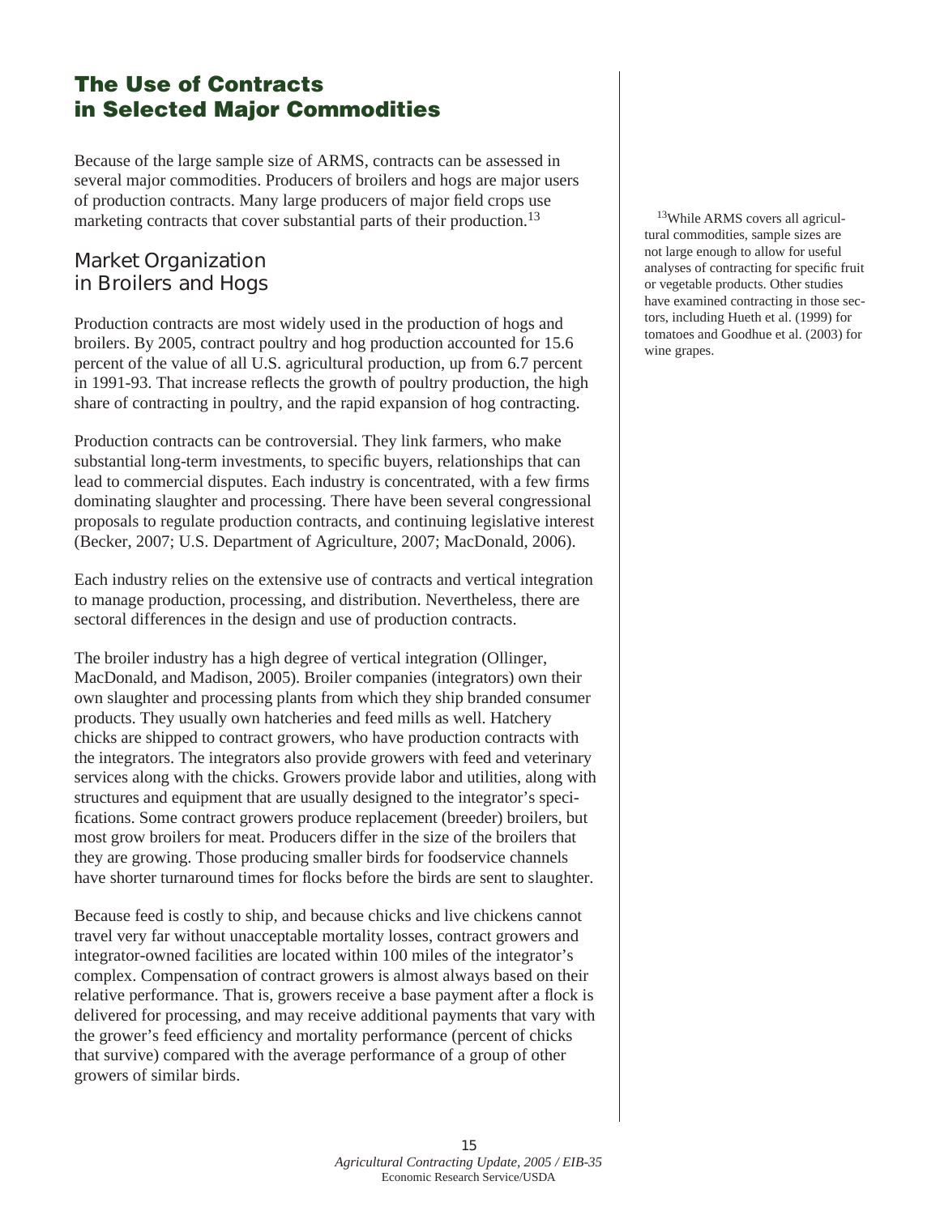# The Use of Contracts in Selected Major Commodities

Because of the large sample size of ARMS, contracts can be assessed in several major commodities. Producers of broilers and hogs are major users of production contracts. Many large producers of major field crops use marketing contracts that cover substantial parts of their production.[13]

## Market Organization in Broilers and Hogs

Production contracts are most widely used in the production of hogs and broilers. By 2005, contract poultry and hog production accounted for 15.6 percent of the value of all U.S. agricultural production, up from 6.7 percent in 1991-93. That increase reflects the growth of poultry production, the high share of contracting in poultry, and the rapid expansion of hog contracting.

Production contracts can be controversial. They link farmers, who make substantial long-term investments, to specific buyers, relationships that can lead to commercial disputes. Each industry is concentrated, with a few firms dominating slaughter and processing. There have been several congressional proposals to regulate production contracts, and continuing legislative interest (Becker, 2007; U.S. Department of Agriculture, 2007; MacDonald, 2006).

Each industry relies on the extensive use of contracts and vertical integration to manage production, processing, and distribution. Nevertheless, there are sectoral differences in the design and use of production contracts.

The broiler industry has a high degree of vertical integration (Ollinger, MacDonald, and Madison, 2005). Broiler companies (integrators) own their own slaughter and processing plants from which they ship branded consumer products. They usually own hatcheries and feed mills as well. Hatchery chicks are shipped to contract growers, who have production contracts with the integrators. The integrators also provide growers with feed and veterinary services along with the chicks. Growers provide labor and utilities, along with structures and equipment that are usually designed to the integrator's specifications. Some contract growers produce replacement (breeder) broilers, but most grow broilers for meat. Producers differ in the size of the broilers that they are growing. Those producing smaller birds for foodservice channels have shorter turnaround times for flocks before the birds are sent to slaughter.

Because feed is costly to ship, and because chicks and live chickens cannot travel very far without unacceptable mortality losses, contract growers and integrator-owned facilities are located within 100 miles of the integrator's complex. Compensation of contract growers is almost always based on their relative performance. That is, growers receive a base payment after a flock is delivered for processing, and may receive additional payments that vary with the grower's feed efficiency and mortality performance (percent of chicks that survive) compared with the average performance of a group of other growers of similar birds.

[13] While ARMS covers all agricultural commodities, sample sizes are not large enough to allow for useful analyses of contracting for specific fruit or vegetable products. Other studies have examined contracting in those sectors, including Hueth et al. (1999) for tomatoes and Goodhue et al. (2003) for wine grapes.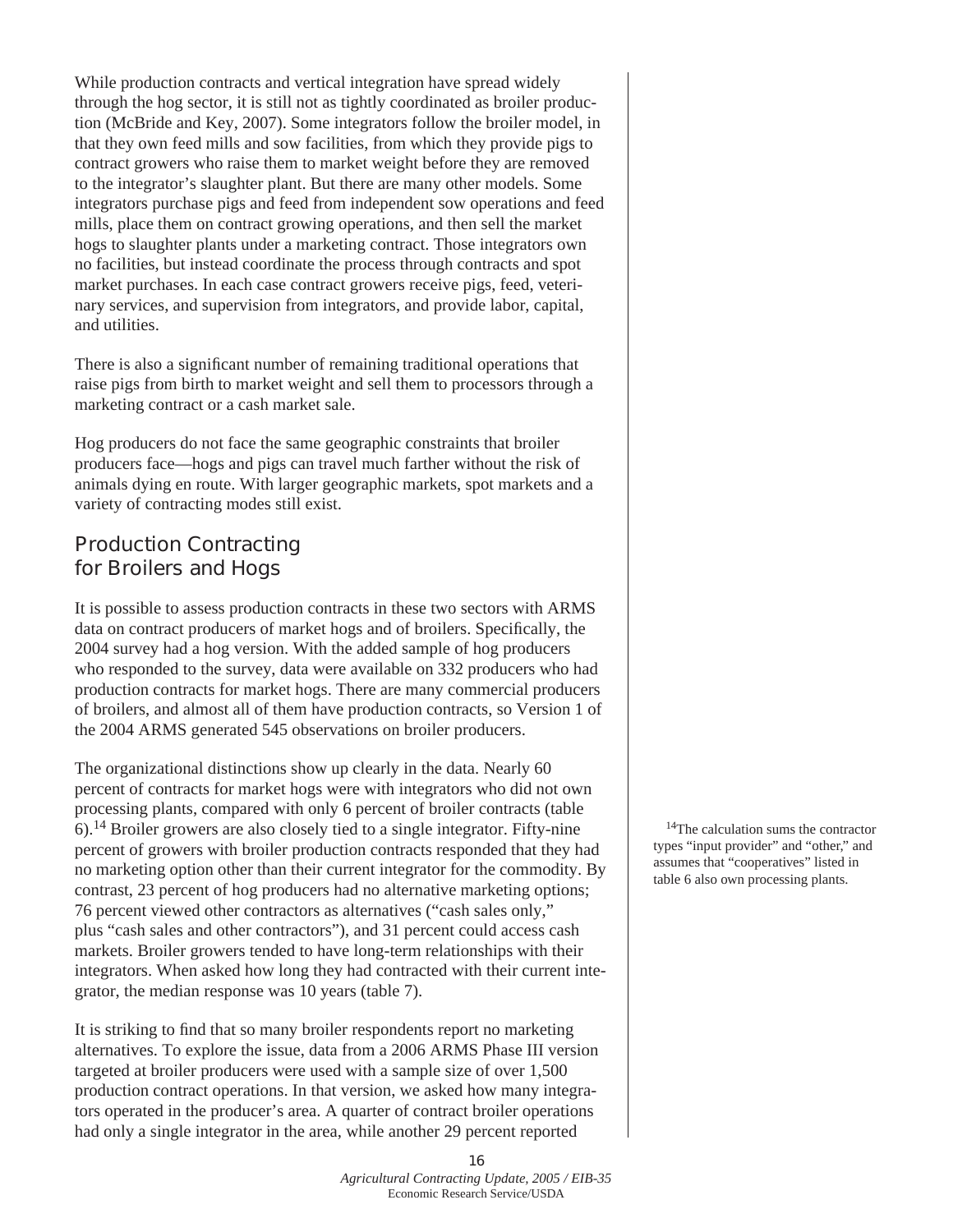While production contracts and vertical integration have spread widely through the hog sector, it is still not as tightly coordinated as broiler production (McBride and Key, 2007). Some integrators follow the broiler model, in that they own feed mills and sow facilities, from which they provide pigs to contract growers who raise them to market weight before they are removed to the integrator's slaughter plant. But there are many other models. Some integrators purchase pigs and feed from independent sow operations and feed mills, place them on contract growing operations, and then sell the market hogs to slaughter plants under a marketing contract. Those integrators own no facilities, but instead coordinate the process through contracts and spot market purchases. In each case contract growers receive pigs, feed, veterinary services, and supervision from integrators, and provide labor, capital, and utilities.

There is also a significant number of remaining traditional operations that raise pigs from birth to market weight and sell them to processors through a marketing contract or a cash market sale.

Hog producers do not face the same geographic constraints that broiler producers face—hogs and pigs can travel much farther without the risk of animals dying en route. With larger geographic markets, spot markets and a variety of contracting modes still exist.

## Production Contracting for Broilers and Hogs

It is possible to assess production contracts in these two sectors with ARMS data on contract producers of market hogs and of broilers. Specifically, the 2004 survey had a hog version. With the added sample of hog producers who responded to the survey, data were available on 332 producers who had production contracts for market hogs. There are many commercial producers of broilers, and almost all of them have production contracts, so Version 1 of the 2004 ARMS generated 545 observations on broiler producers.

The organizational distinctions show up clearly in the data. Nearly 60 percent of contracts for market hogs were with integrators who did not own processing plants, compared with only 6 percent of broiler contracts (table 6).[14] Broiler growers are also closely tied to a single integrator. Fifty-nine percent of growers with broiler production contracts responded that they had no marketing option other than their current integrator for the commodity. By contrast, 23 percent of hog producers had no alternative marketing options; 76 percent viewed other contractors as alternatives ("cash sales only," plus "cash sales and other contractors"), and 31 percent could access cash markets. Broiler growers tended to have long-term relationships with their integrators. When asked how long they had contracted with their current integrator, the median response was 10 years (table 7).

It is striking to find that so many broiler respondents report no marketing alternatives. To explore the issue, data from a 2006 ARMS Phase III version targeted at broiler producers were used with a sample size of over 1,500 production contract operations. In that version, we asked how many integrators operated in the producer's area. A quarter of contract broiler operations had only a single integrator in the area, while another 29 percent reported

[14]The calculation sums the contractor types "input provider" and "other," and assumes that "cooperatives" listed in table 6 also own processing plants.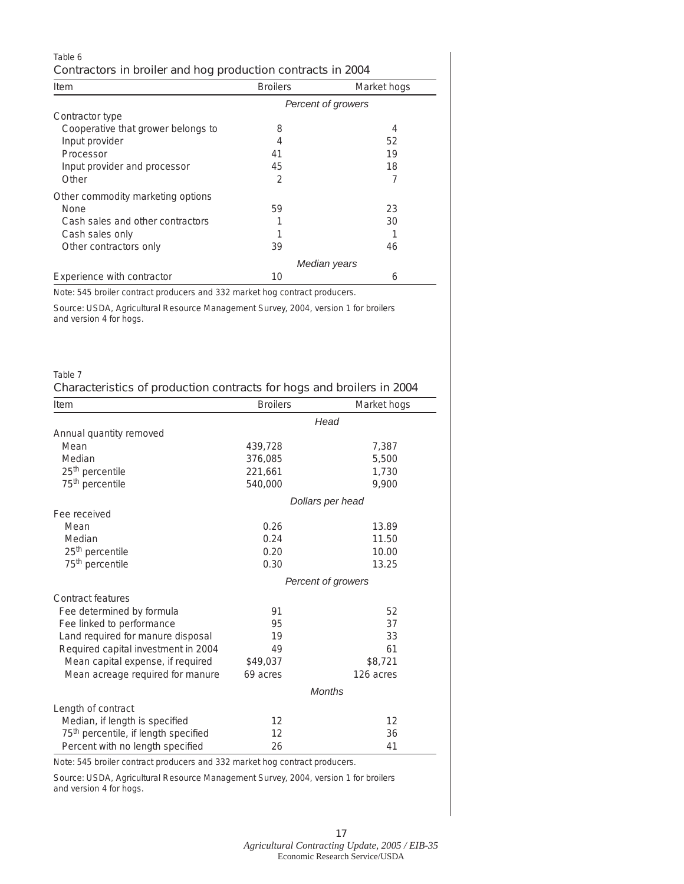Table 6

Contractors in broiler and hog production contracts in 2004

| Item | Broilers | Market hogs |
|---|---|---|
| | *Percent of growers* | |
| Contractor type | | |
| Cooperative that grower belongs to | 8 | 4 |
| Input provider | 4 | 52 |
| Processor | 41 | 19 |
| Input provider and processor | 45 | 18 |
| Other | 2 | 7 |
| Other commodity marketing options | | |
| None | 59 | 23 |
| Cash sales and other contractors | 1 | 30 |
| Cash sales only | 1 | 1 |
| Other contractors only | 39 | 46 |
| | *Median years* | |
| Experience with contractor | 10 | 6 |

Note: 545 broiler contract producers and 332 market hog contract producers.

Source: USDA, Agricultural Resource Management Survey, 2004, version 1 for broilers and version 4 for hogs.

Table 7

Characteristics of production contracts for hogs and broilers in 2004

| Item | Broilers | Market hogs |
|---|---|---|
| | *Head* | |
| Annual quantity removed | | |
| Mean | 439,728 | 7,387 |
| Median | 376,085 | 5,500 |
| 25th percentile | 221,661 | 1,730 |
| 75th percentile | 540,000 | 9,900 |
| | *Dollars per head* | |
| Fee received | | |
| Mean | 0.26 | 13.89 |
| Median | 0.24 | 11.50 |
| 25th percentile | 0.20 | 10.00 |
| 75th percentile | 0.30 | 13.25 |
| | *Percent of growers* | |
| Contract features | | |
| Fee determined by formula | 91 | 52 |
| Fee linked to performance | 95 | 37 |
| Land required for manure disposal | 19 | 33 |
| Required capital investment in 2004 | 49 | 61 |
| Mean capital expense, if required | $49,037 | $8,721 |
| Mean acreage required for manure | 69 acres | 126 acres |
| | *Months* | |
| Length of contract | | |
| Median, if length is specified | 12 | 12 |
| 75th percentile, if length specified | 12 | 36 |
| Percent with no length specified | 26 | 41 |

Note: 545 broiler contract producers and 332 market hog contract producers.

Source: USDA, Agricultural Resource Management Survey, 2004, version 1 for broilers and version 4 for hogs.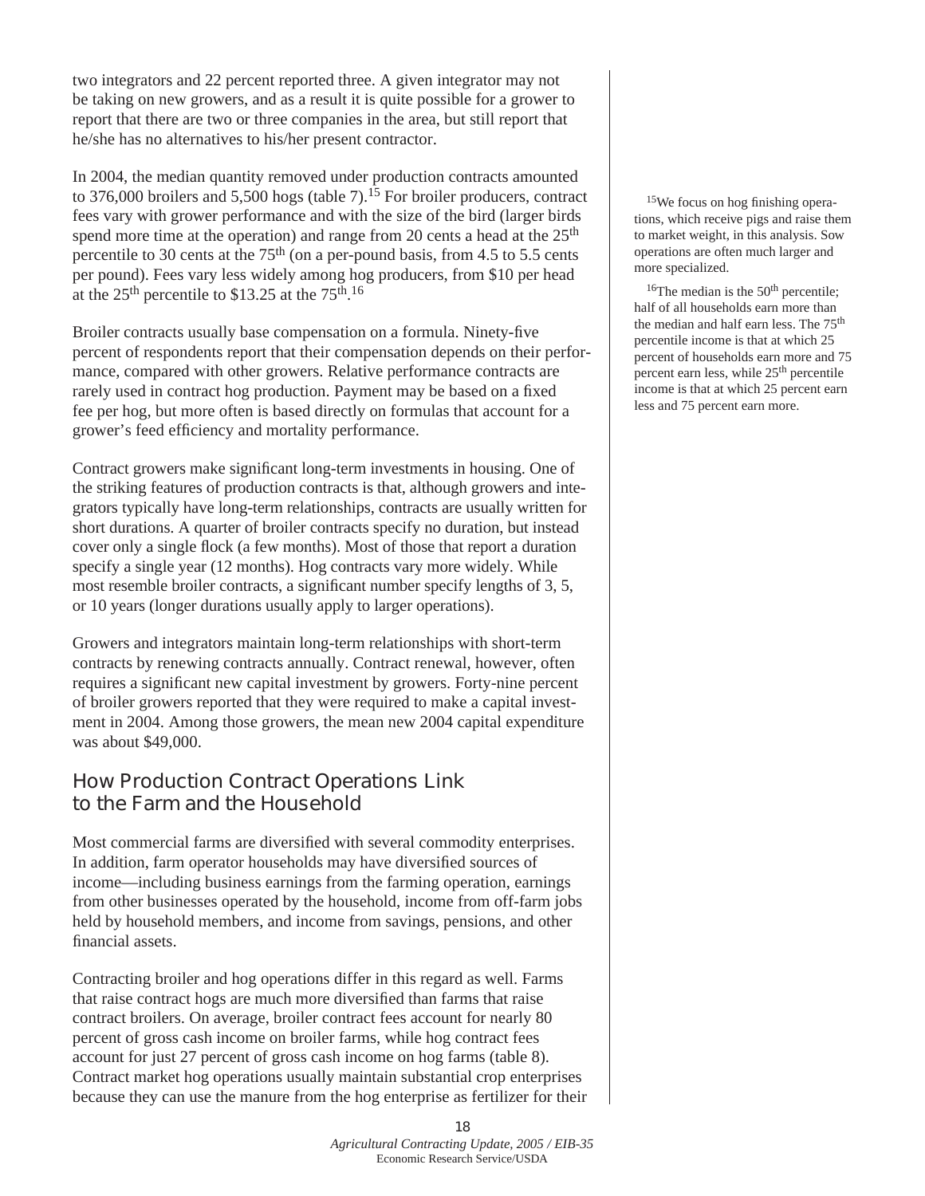two integrators and 22 percent reported three. A given integrator may not be taking on new growers, and as a result it is quite possible for a grower to report that there are two or three companies in the area, but still report that he/she has no alternatives to his/her present contractor.

In 2004, the median quantity removed under production contracts amounted to 376,000 broilers and 5,500 hogs (table 7).[15] For broiler producers, contract fees vary with grower performance and with the size of the bird (larger birds spend more time at the operation) and range from 20 cents a head at the 25th percentile to 30 cents at the 75th (on a per-pound basis, from 4.5 to 5.5 cents per pound). Fees vary less widely among hog producers, from $10 per head at the 25th percentile to $13.25 at the 75th.[16]

Broiler contracts usually base compensation on a formula. Ninety-five percent of respondents report that their compensation depends on their performance, compared with other growers. Relative performance contracts are rarely used in contract hog production. Payment may be based on a fixed fee per hog, but more often is based directly on formulas that account for a grower's feed efficiency and mortality performance.

Contract growers make significant long-term investments in housing. One of the striking features of production contracts is that, although growers and integrators typically have long-term relationships, contracts are usually written for short durations. A quarter of broiler contracts specify no duration, but instead cover only a single flock (a few months). Most of those that report a duration specify a single year (12 months). Hog contracts vary more widely. While most resemble broiler contracts, a significant number specify lengths of 3, 5, or 10 years (longer durations usually apply to larger operations).

Growers and integrators maintain long-term relationships with short-term contracts by renewing contracts annually. Contract renewal, however, often requires a significant new capital investment by growers. Forty-nine percent of broiler growers reported that they were required to make a capital investment in 2004. Among those growers, the mean new 2004 capital expenditure was about $49,000.

## How Production Contract Operations Link to the Farm and the Household

Most commercial farms are diversified with several commodity enterprises. In addition, farm operator households may have diversified sources of income—including business earnings from the farming operation, earnings from other businesses operated by the household, income from off-farm jobs held by household members, and income from savings, pensions, and other financial assets.

Contracting broiler and hog operations differ in this regard as well. Farms that raise contract hogs are much more diversified than farms that raise contract broilers. On average, broiler contract fees account for nearly 80 percent of gross cash income on broiler farms, while hog contract fees account for just 27 percent of gross cash income on hog farms (table 8). Contract market hog operations usually maintain substantial crop enterprises because they can use the manure from the hog enterprise as fertilizer for their

[15] We focus on hog finishing operations, which receive pigs and raise them to market weight, in this analysis. Sow operations are often much larger and more specialized.

[16] The median is the 50th percentile; half of all households earn more than the median and half earn less. The 75th percentile income is that at which 25 percent of households earn more and 75 percent earn less, while 25th percentile income is that at which 25 percent earn less and 75 percent earn more.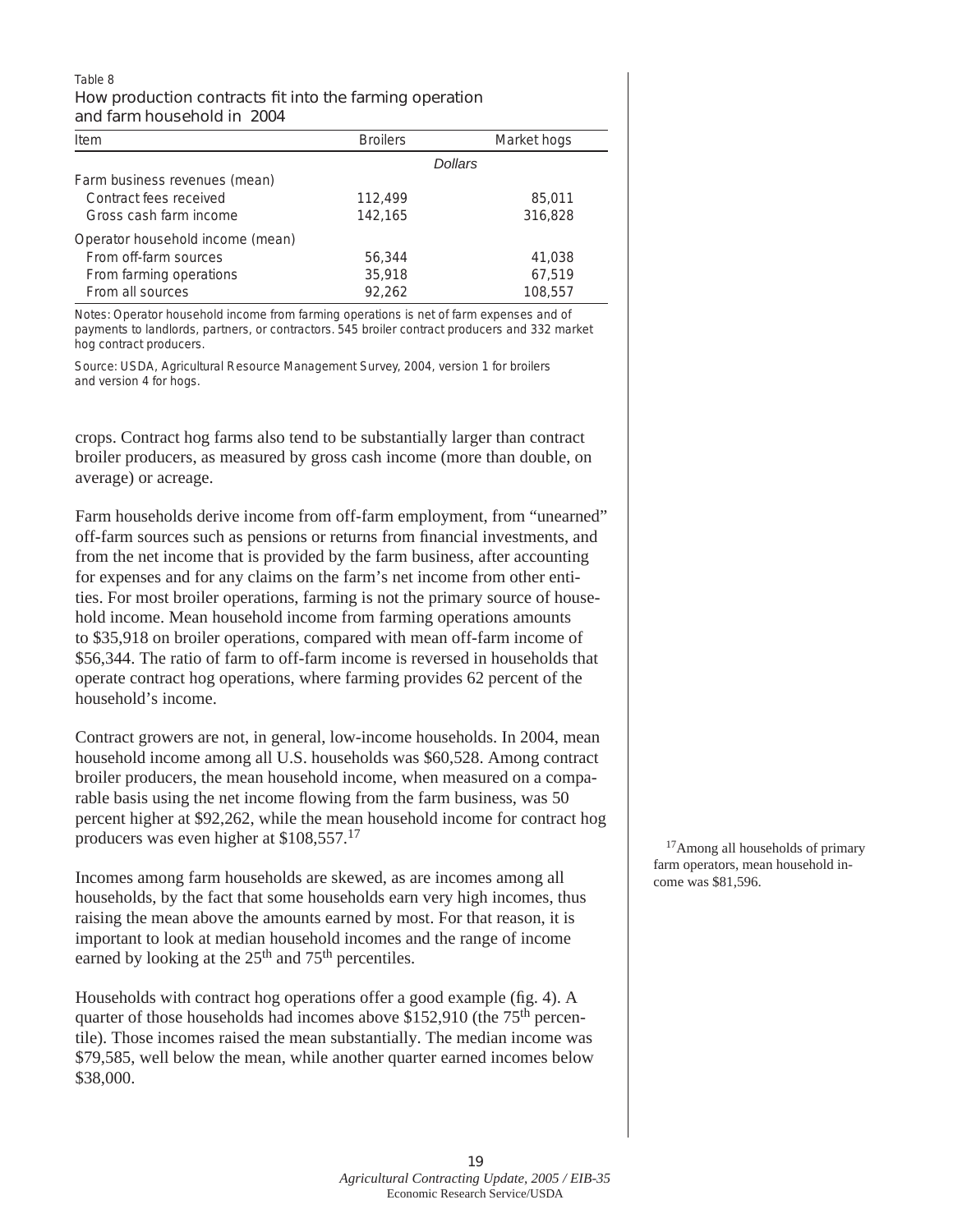Table 8

How production contracts fit into the farming operation and farm household in 2004

| Item | Broilers | Market hogs |
|---|---|---|
| | *Dollars* | |
| Farm business revenues (mean) | | |
| Contract fees received | 112,499 | 85,011 |
| Gross cash farm income | 142,165 | 316,828 |
| Operator household income (mean) | | |
| From off-farm sources | 56,344 | 41,038 |
| From farming operations | 35,918 | 67,519 |
| From all sources | 92,262 | 108,557 |

Notes: Operator household income from farming operations is net of farm expenses and of payments to landlords, partners, or contractors. 545 broiler contract producers and 332 market hog contract producers.

Source: USDA, Agricultural Resource Management Survey, 2004, version 1 for broilers and version 4 for hogs.

crops. Contract hog farms also tend to be substantially larger than contract broiler producers, as measured by gross cash income (more than double, on average) or acreage.

Farm households derive income from off-farm employment, from "unearned" off-farm sources such as pensions or returns from financial investments, and from the net income that is provided by the farm business, after accounting for expenses and for any claims on the farm's net income from other entities. For most broiler operations, farming is not the primary source of household income. Mean household income from farming operations amounts to $35,918 on broiler operations, compared with mean off-farm income of $56,344. The ratio of farm to off-farm income is reversed in households that operate contract hog operations, where farming provides 62 percent of the household's income.

Contract growers are not, in general, low-income households. In 2004, mean household income among all U.S. households was $60,528. Among contract broiler producers, the mean household income, when measured on a comparable basis using the net income flowing from the farm business, was 50 percent higher at $92,262, while the mean household income for contract hog producers was even higher at $108,557.[17]

[17] Among all households of primary farm operators, mean household income was $81,596.

Incomes among farm households are skewed, as are incomes among all households, by the fact that some households earn very high incomes, thus raising the mean above the amounts earned by most. For that reason, it is important to look at median household incomes and the range of income earned by looking at the 25th and 75th percentiles.

Households with contract hog operations offer a good example (fig. 4). A quarter of those households had incomes above $152,910 (the 75th percentile). Those incomes raised the mean substantially. The median income was $79,585, well below the mean, while another quarter earned incomes below $38,000.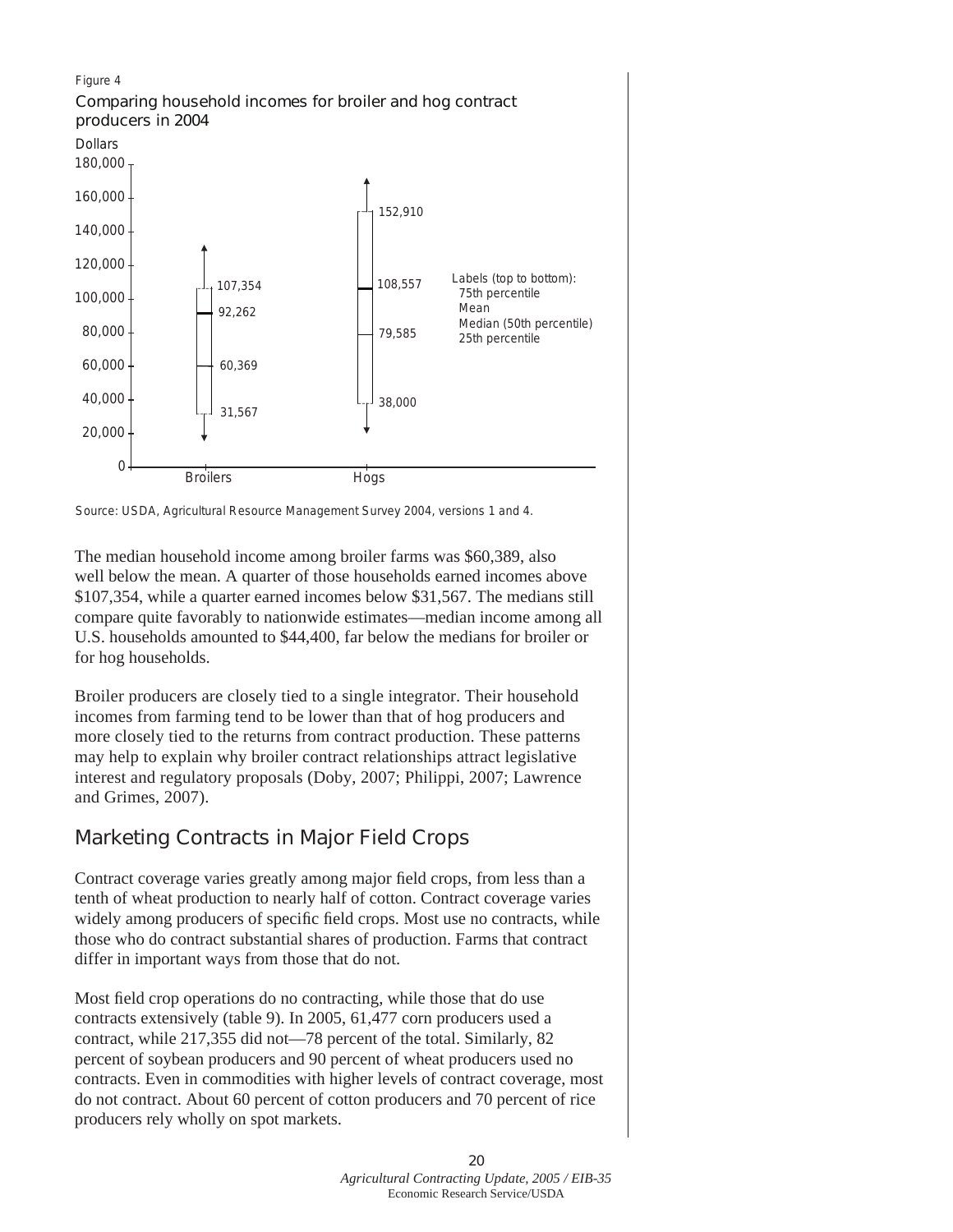Figure 4

Comparing household incomes for broiler and hog contract producers in 2004

Source: USDA, Agricultural Resource Management Survey 2004, versions 1 and 4.

The median household income among broiler farms was $60,389, also well below the mean. A quarter of those households earned incomes above $107,354, while a quarter earned incomes below $31,567. The medians still compare quite favorably to nationwide estimates—median income among all U.S. households amounted to $44,400, far below the medians for broiler or for hog households.

Broiler producers are closely tied to a single integrator. Their household incomes from farming tend to be lower than that of hog producers and more closely tied to the returns from contract production. These patterns may help to explain why broiler contract relationships attract legislative interest and regulatory proposals (Doby, 2007; Philippi, 2007; Lawrence and Grimes, 2007).

## Marketing Contracts in Major Field Crops

Contract coverage varies greatly among major field crops, from less than a tenth of wheat production to nearly half of cotton. Contract coverage varies widely among producers of specific field crops. Most use no contracts, while those who do contract substantial shares of production. Farms that contract differ in important ways from those that do not.

Most field crop operations do no contracting, while those that do use contracts extensively (table 9). In 2005, 61,477 corn producers used a contract, while 217,355 did not—78 percent of the total. Similarly, 82 percent of soybean producers and 90 percent of wheat producers used no contracts. Even in commodities with higher levels of contract coverage, most do not contract. About 60 percent of cotton producers and 70 percent of rice producers rely wholly on spot markets.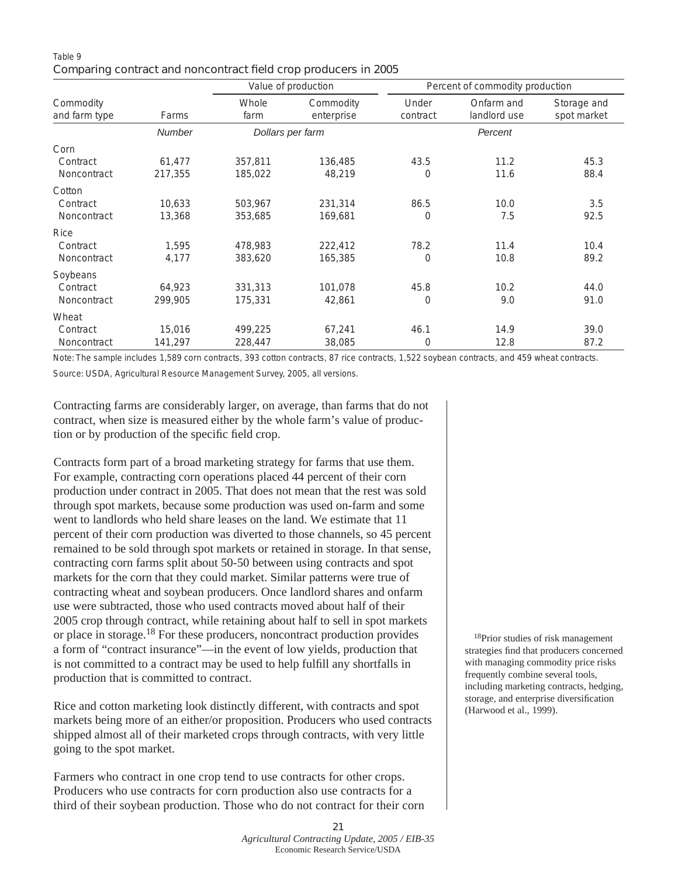Table 9
Comparing contract and noncontract field crop producers in 2005

| Commodity and farm type | Farms | Value of production | | Percent of commodity production | | |
|---|---|---|---|---|---|---|
| | | Whole farm | Commodity enterprise | Under contract | Onfarm and landlord use | Storage and spot market |
| | *Number* | *Dollars per farm* | | *Percent* | | |
| Corn | | | | | | |
| Contract | 61,477 | 357,811 | 136,485 | 43.5 | 11.2 | 45.3 |
| Noncontract | 217,355 | 185,022 | 48,219 | 0 | 11.6 | 88.4 |
| Cotton | | | | | | |
| Contract | 10,633 | 503,967 | 231,314 | 86.5 | 10.0 | 3.5 |
| Noncontract | 13,368 | 353,685 | 169,681 | 0 | 7.5 | 92.5 |
| Rice | | | | | | |
| Contract | 1,595 | 478,983 | 222,412 | 78.2 | 11.4 | 10.4 |
| Noncontract | 4,177 | 383,620 | 165,385 | 0 | 10.8 | 89.2 |
| Soybeans | | | | | | |
| Contract | 64,923 | 331,313 | 101,078 | 45.8 | 10.2 | 44.0 |
| Noncontract | 299,905 | 175,331 | 42,861 | 0 | 9.0 | 91.0 |
| Wheat | | | | | | |
| Contract | 15,016 | 499,225 | 67,241 | 46.1 | 14.9 | 39.0 |
| Noncontract | 141,297 | 228,447 | 38,085 | 0 | 12.8 | 87.2 |

Note: The sample includes 1,589 corn contracts, 393 cotton contracts, 87 rice contracts, 1,522 soybean contracts, and 459 wheat contracts.

Source: USDA, Agricultural Resource Management Survey, 2005, all versions.

Contracting farms are considerably larger, on average, than farms that do not contract, when size is measured either by the whole farm's value of production or by production of the specific field crop.

Contracts form part of a broad marketing strategy for farms that use them. For example, contracting corn operations placed 44 percent of their corn production under contract in 2005. That does not mean that the rest was sold through spot markets, because some production was used on-farm and some went to landlords who held share leases on the land. We estimate that 11 percent of their corn production was diverted to those channels, so 45 percent remained to be sold through spot markets or retained in storage. In that sense, contracting corn farms split about 50-50 between using contracts and spot markets for the corn that they could market. Similar patterns were true of contracting wheat and soybean producers. Once landlord shares and onfarm use were subtracted, those who used contracts moved about half of their 2005 crop through contract, while retaining about half to sell in spot markets or place in storage.[18] For these producers, noncontract production provides a form of "contract insurance"—in the event of low yields, production that is not committed to a contract may be used to help fulfill any shortfalls in production that is committed to contract.

Rice and cotton marketing look distinctly different, with contracts and spot markets being more of an either/or proposition. Producers who used contracts shipped almost all of their marketed crops through contracts, with very little going to the spot market.

Farmers who contract in one crop tend to use contracts for other crops. Producers who use contracts for corn production also use contracts for a third of their soybean production. Those who do not contract for their corn

[18]Prior studies of risk management strategies find that producers concerned with managing commodity price risks frequently combine several tools, including marketing contracts, hedging, storage, and enterprise diversification (Harwood et al., 1999).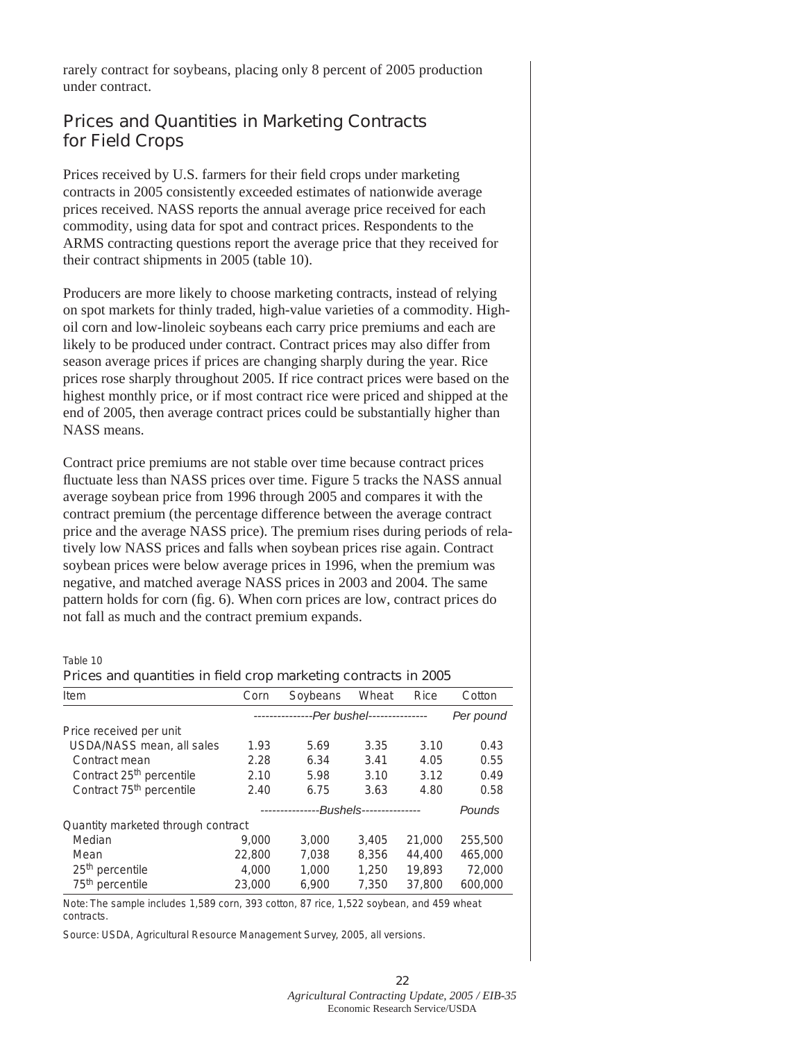rarely contract for soybeans, placing only 8 percent of 2005 production under contract.

## Prices and Quantities in Marketing Contracts for Field Crops

Prices received by U.S. farmers for their field crops under marketing contracts in 2005 consistently exceeded estimates of nationwide average prices received. NASS reports the annual average price received for each commodity, using data for spot and contract prices. Respondents to the ARMS contracting questions report the average price that they received for their contract shipments in 2005 (table 10).

Producers are more likely to choose marketing contracts, instead of relying on spot markets for thinly traded, high-value varieties of a commodity. High-oil corn and low-linoleic soybeans each carry price premiums and each are likely to be produced under contract. Contract prices may also differ from season average prices if prices are changing sharply during the year. Rice prices rose sharply throughout 2005. If rice contract prices were based on the highest monthly price, or if most contract rice were priced and shipped at the end of 2005, then average contract prices could be substantially higher than NASS means.

Contract price premiums are not stable over time because contract prices fluctuate less than NASS prices over time. Figure 5 tracks the NASS annual average soybean price from 1996 through 2005 and compares it with the contract premium (the percentage difference between the average contract price and the average NASS price). The premium rises during periods of relatively low NASS prices and falls when soybean prices rise again. Contract soybean prices were below average prices in 1996, when the premium was negative, and matched average NASS prices in 2003 and 2004. The same pattern holds for corn (fig. 6). When corn prices are low, contract prices do not fall as much and the contract premium expands.

Table 10

Prices and quantities in field crop marketing contracts in 2005

| Item | Corn | Soybeans | Wheat | Rice | Cotton |
|---|---|---|---|---|---|
| | *Per bushel* | | | | *Per pound* |
| Price received per unit | | | | | |
| USDA/NASS mean, all sales | 1.93 | 5.69 | 3.35 | 3.10 | 0.43 |
| Contract mean | 2.28 | 6.34 | 3.41 | 4.05 | 0.55 |
| Contract 25th percentile | 2.10 | 5.98 | 3.10 | 3.12 | 0.49 |
| Contract 75th percentile | 2.40 | 6.75 | 3.63 | 4.80 | 0.58 |
| | *Bushels* | | | | *Pounds* |
| Quantity marketed through contract | | | | | |
| Median | 9,000 | 3,000 | 3,405 | 21,000 | 255,500 |
| Mean | 22,800 | 7,038 | 8,356 | 44,400 | 465,000 |
| 25th percentile | 4,000 | 1,000 | 1,250 | 19,893 | 72,000 |
| 75th percentile | 23,000 | 6,900 | 7,350 | 37,800 | 600,000 |

Note: The sample includes 1,589 corn, 393 cotton, 87 rice, 1,522 soybean, and 459 wheat contracts.

Source: USDA, Agricultural Resource Management Survey, 2005, all versions.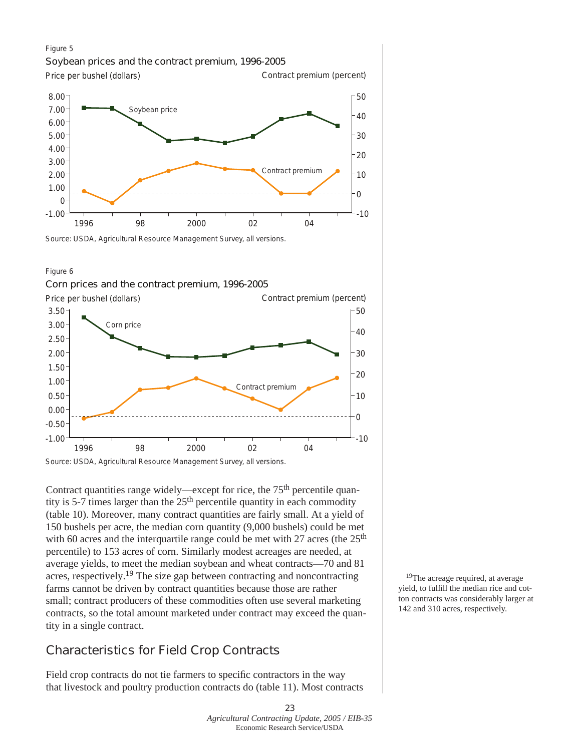Figure 5

Soybean prices and the contract premium, 1996-2005

Source: USDA, Agricultural Resource Management Survey, all versions.

Figure 6

Corn prices and the contract premium, 1996-2005

Source: USDA, Agricultural Resource Management Survey, all versions.

Contract quantities range widely—except for rice, the 75th percentile quantity is 5-7 times larger than the 25th percentile quantity in each commodity (table 10). Moreover, many contract quantities are fairly small. At a yield of 150 bushels per acre, the median corn quantity (9,000 bushels) could be met with 60 acres and the interquartile range could be met with 27 acres (the 25th percentile) to 153 acres of corn. Similarly modest acreages are needed, at average yields, to meet the median soybean and wheat contracts—70 and 81 acres, respectively.[19] The size gap between contracting and noncontracting farms cannot be driven by contract quantities because those are rather small; contract producers of these commodities often use several marketing contracts, so the total amount marketed under contract may exceed the quantity in a single contract.

[19]The acreage required, at average yield, to fulfill the median rice and cotton contracts was considerably larger at 142 and 310 acres, respectively.

## Characteristics for Field Crop Contracts

Field crop contracts do not tie farmers to specific contractors in the way that livestock and poultry production contracts do (table 11). Most contracts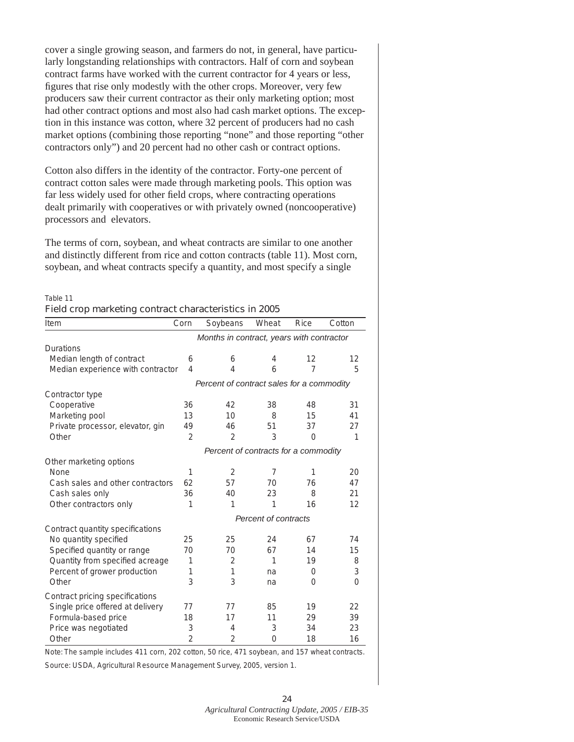cover a single growing season, and farmers do not, in general, have particularly longstanding relationships with contractors. Half of corn and soybean contract farms have worked with the current contractor for 4 years or less, figures that rise only modestly with the other crops. Moreover, very few producers saw their current contractor as their only marketing option; most had other contract options and most also had cash market options. The exception in this instance was cotton, where 32 percent of producers had no cash market options (combining those reporting "none" and those reporting "other contractors only") and 20 percent had no other cash or contract options.

Cotton also differs in the identity of the contractor. Forty-one percent of contract cotton sales were made through marketing pools. This option was far less widely used for other field crops, where contracting operations dealt primarily with cooperatives or with privately owned (noncooperative) processors and elevators.

The terms of corn, soybean, and wheat contracts are similar to one another and distinctly different from rice and cotton contracts (table 11). Most corn, soybean, and wheat contracts specify a quantity, and most specify a single

Table 11

**Field crop marketing contract characteristics in 2005**

| Item | Corn | Soybeans | Wheat | Rice | Cotton |
|---|---|---|---|---|---|
| | *Months in contract, years with contractor* | | | | |
| Durations | | | | | |
| Median length of contract | 6 | 6 | 4 | 12 | 12 |
| Median experience with contractor | 4 | 4 | 6 | 7 | 5 |
| | *Percent of contract sales for a commodity* | | | | |
| Contractor type | | | | | |
| Cooperative | 36 | 42 | 38 | 48 | 31 |
| Marketing pool | 13 | 10 | 8 | 15 | 41 |
| Private processor, elevator, gin | 49 | 46 | 51 | 37 | 27 |
| Other | 2 | 2 | 3 | 0 | 1 |
| | *Percent of contracts for a commodity* | | | | |
| Other marketing options | | | | | |
| None | 1 | 2 | 7 | 1 | 20 |
| Cash sales and other contractors | 62 | 57 | 70 | 76 | 47 |
| Cash sales only | 36 | 40 | 23 | 8 | 21 |
| Other contractors only | 1 | 1 | 1 | 16 | 12 |
| | *Percent of contracts* | | | | |
| Contract quantity specifications | | | | | |
| No quantity specified | 25 | 25 | 24 | 67 | 74 |
| Specified quantity or range | 70 | 70 | 67 | 14 | 15 |
| Quantity from specified acreage | 1 | 2 | 1 | 19 | 8 |
| Percent of grower production | 1 | 1 | na | 0 | 3 |
| Other | 3 | 3 | na | 0 | 0 |
| Contract pricing specifications | | | | | |
| Single price offered at delivery | 77 | 77 | 85 | 19 | 22 |
| Formula-based price | 18 | 17 | 11 | 29 | 39 |
| Price was negotiated | 3 | 4 | 3 | 34 | 23 |
| Other | 2 | 2 | 0 | 18 | 16 |

Note: The sample includes 411 corn, 202 cotton, 50 rice, 471 soybean, and 157 wheat contracts.

Source: USDA, Agricultural Resource Management Survey, 2005, version 1.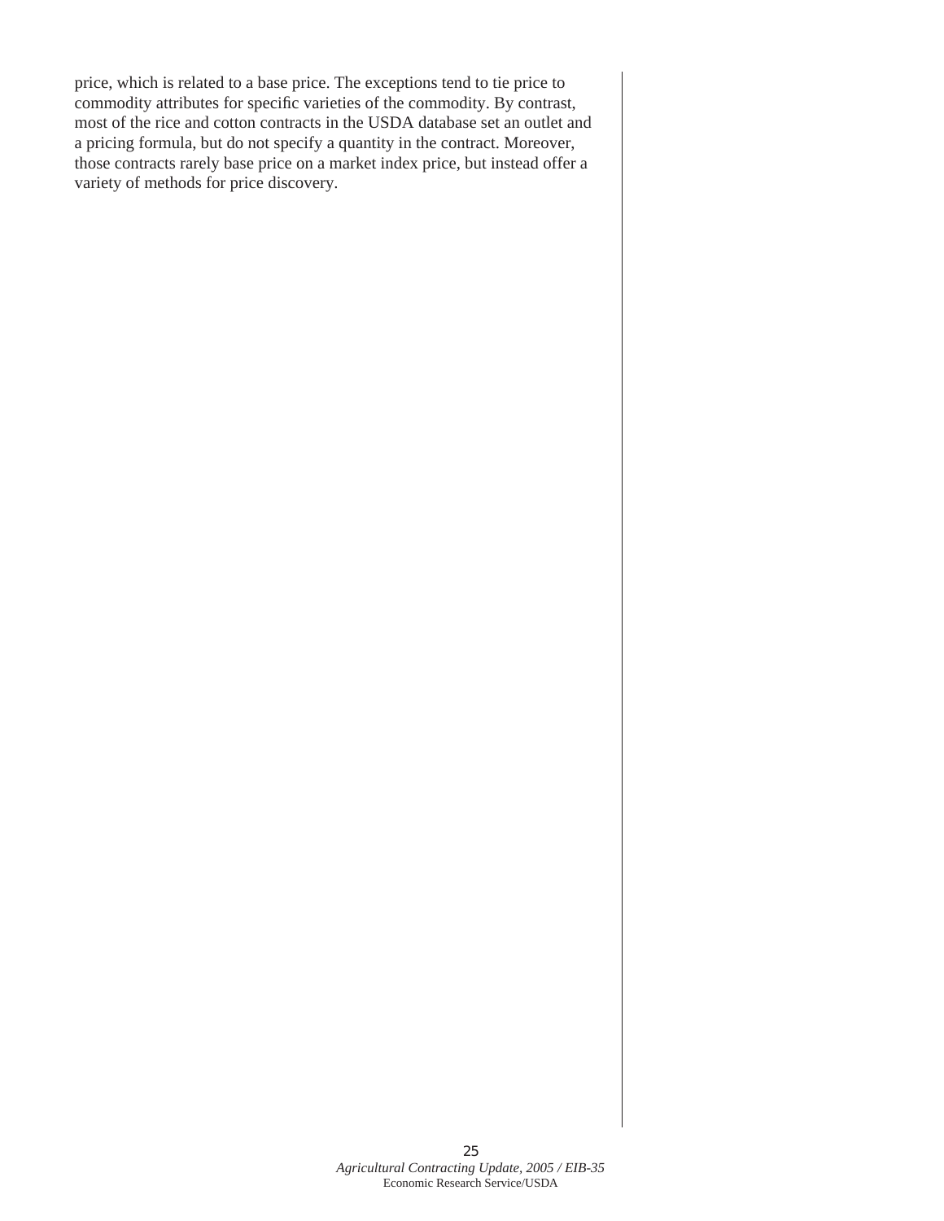price, which is related to a base price. The exceptions tend to tie price to commodity attributes for specific varieties of the commodity. By contrast, most of the rice and cotton contracts in the USDA database set an outlet and a pricing formula, but do not specify a quantity in the contract. Moreover, those contracts rarely base price on a market index price, but instead offer a variety of methods for price discovery.